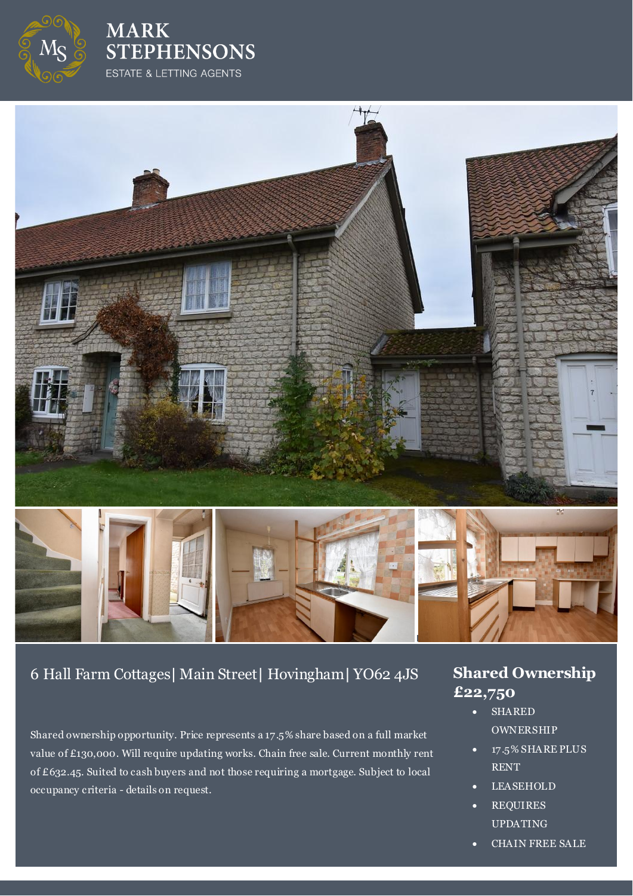# MARK STEPHENSONS

ESTATE & LETTING AGENTS

## 6 Hall Farm Cottages| Main Street| Hovingham| YO62 4JS

Shared ownership opportunity. Price represents a 17.5% share based on a full market value of £130,000. Will require updating works. Chain free sale. Current monthly rent of £632.45. Suited to cash buyers and not those requiring a mortgage. Subject to local occupancy criteria - details on request.

## Shared Ownership £22,750

- SHARED OWNERSHIP
- 17.5% SHARE PLUS RENT
- LEASEHOLD
- REQUIRES UPDATING
- CHAIN FREE SALE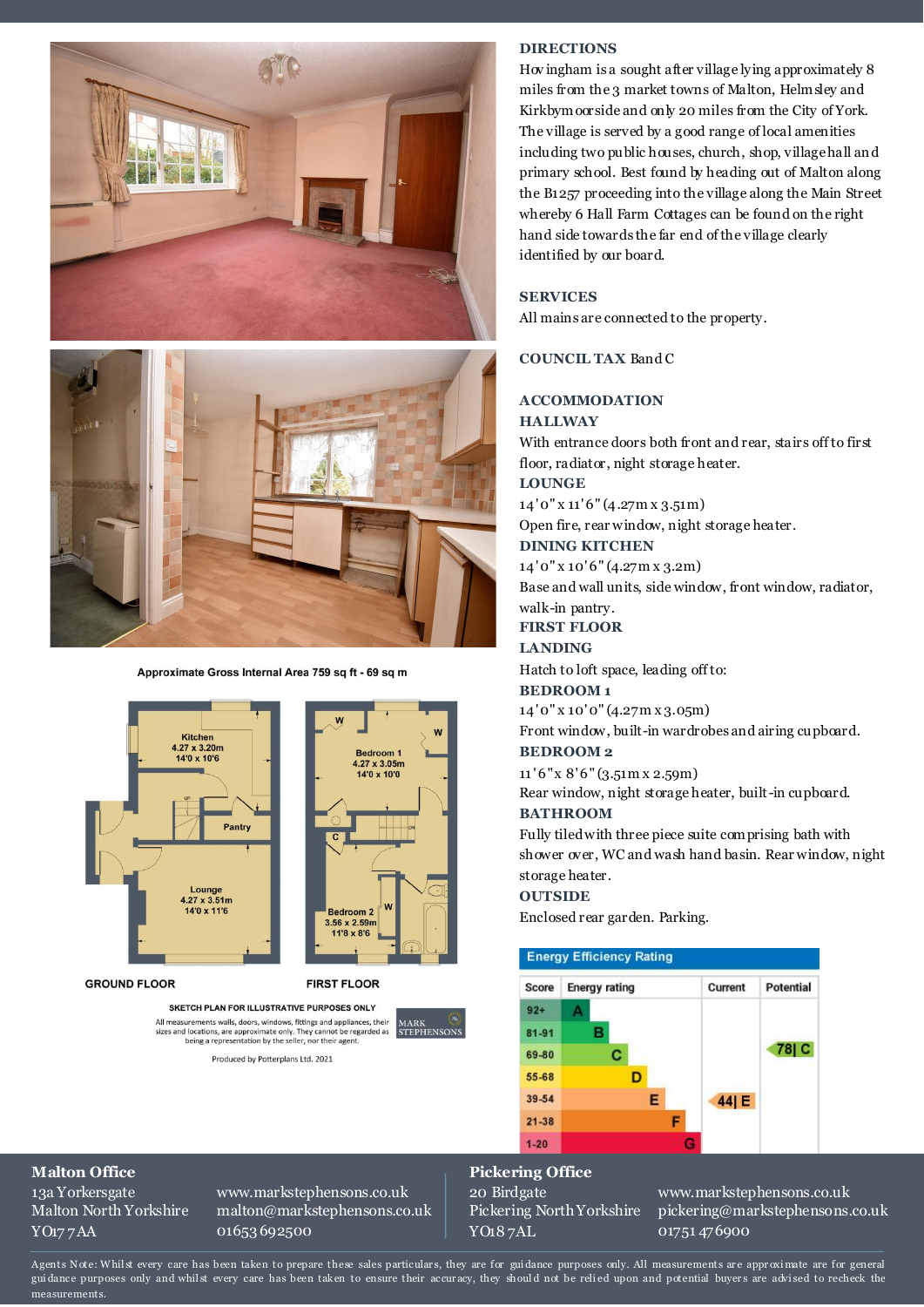Approximate Gross Internal Area 759 sq ft - 69 sq m

Kitchen
4.27 x 3.20m
14'0 x 10'6

Pantry

Lounge
4.27 x 3.51m
14'0 x 11'6

Bedroom 1
4.27 x 3.05m
14'0 x 10'0

Bedroom 2
3.56 x 2.59m
11'8 x 8'6

GROUND FLOOR

FIRST FLOOR

SKETCH PLAN FOR ILLUSTRATIVE PURPOSES ONLY

All measurements walls, doors, windows, fittings and appliances, their sizes and locations, are approximate only. They cannot be regarded as being a representation by the seller, nor their agent.

Produced by Potterplans Ltd. 2021

## DIRECTIONS

Hovingham is a sought after village lying approximately 8 miles from the 3 market towns of Malton, Helmsley and Kirkbymoorside and only 20 miles from the City of York. The village is served by a good range of local amenities including two public houses, church, shop, village hall and primary school. Best found by heading out of Malton along the B1257 proceeding into the village along the Main Street whereby 6 Hall Farm Cottages can be found on the right hand side towards the far end of the village clearly identified by our board.

## SERVICES

All mains are connected to the property.

**COUNCIL TAX** Band C

## ACCOMMODATION

### HALLWAY

With entrance doors both front and rear, stairs off to first floor, radiator, night storage heater.

### LOUNGE

14'0" x 11'6" (4.27m x 3.51m)
Open fire, rear window, night storage heater.

### DINING KITCHEN

14'0" x 10'6" (4.27m x 3.2m)
Base and wall units, side window, front window, radiator, walk-in pantry.

### FIRST FLOOR

### LANDING

Hatch to loft space, leading off to:

### BEDROOM 1

14'0" x 10'0" (4.27m x 3.05m)
Front window, built-in wardrobes and airing cupboard.

### BEDROOM 2

11'6" x 8'6" (3.51m x 2.59m)
Rear window, night storage heater, built-in cupboard.

### BATHROOM

Fully tiled with three piece suite comprising bath with shower over, WC and wash hand basin. Rear window, night storage heater.

### OUTSIDE

Enclosed rear garden. Parking.

Energy Efficiency Rating

Score | Energy rating | Current | Potential

92+ A
81-91 B
69-80 C
55-68 D
39-54 E
21-38 F
1-20 G

Current: 44 | E
Potential: 78 | C

**Malton Office**
13a Yorkersgate
Malton North Yorkshire
YO17 7AA
www.markstephensons.co.uk
malton@markstephensons.co.uk
01653 692500

**Pickering Office**
20 Birdgate
Pickering North Yorkshire
YO18 7AL
www.markstephensons.co.uk
pickering@markstephensons.co.uk
01751 476900

Agents Note: Whilst every care has been taken to prepare these sales particulars, they are for guidance purposes only. All measurements are approximate are for general guidance purposes only and whilst every care has been taken to ensure their accuracy, they should not be relied upon and potential buyers are advised to recheck the measurements.